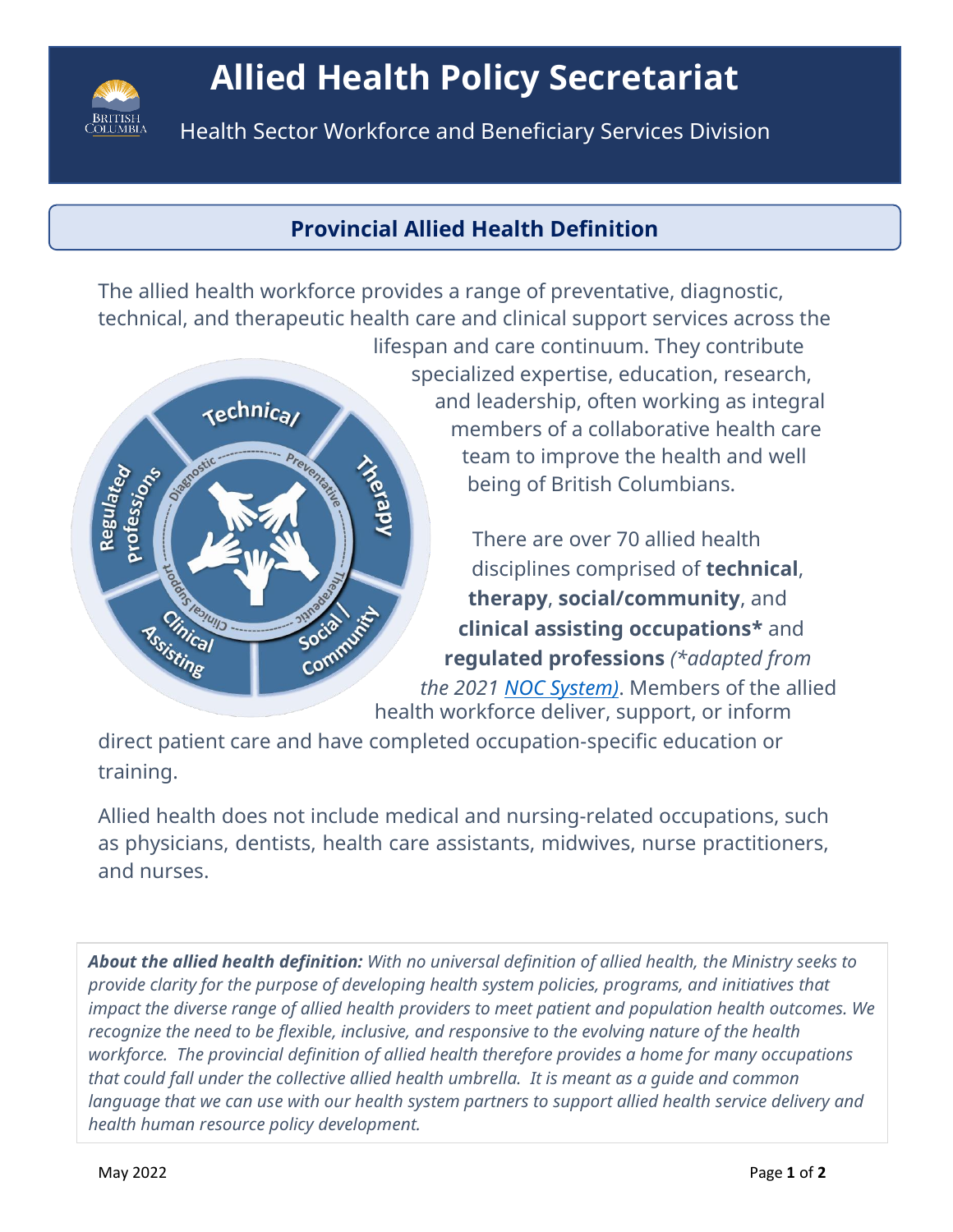# Allied Health Policy Secretariat

Health Sector Workforce and Beneficiary Services Division

## Provincial Allied Health Definition

The allied health workforce provides a range of preventative, diagnostic, technical, and therapeutic health care and clinical support services across the lifespan and care continuum. They contribute specialized expertise, education, research, and leadership, often working as integral members of a collaborative health care team to improve the health and well being of British Columbians.

There are over 70 allied health disciplines comprised of **technical**, **therapy**, **social/community**, and **clinical assisting occupations*** and **regulated professions** *(*adapted from the 2021 NOC System)*. Members of the allied health workforce deliver, support, or inform direct patient care and have completed occupation-specific education or training.

Allied health does not include medical and nursing-related occupations, such as physicians, dentists, health care assistants, midwives, nurse practitioners, and nurses.

***About the allied health definition:*** *With no universal definition of allied health, the Ministry seeks to provide clarity for the purpose of developing health system policies, programs, and initiatives that impact the diverse range of allied health providers to meet patient and population health outcomes. We recognize the need to be flexible, inclusive, and responsive to the evolving nature of the health workforce. The provincial definition of allied health therefore provides a home for many occupations that could fall under the collective allied health umbrella. It is meant as a guide and common language that we can use with our health system partners to support allied health service delivery and health human resource policy development.*

May 2022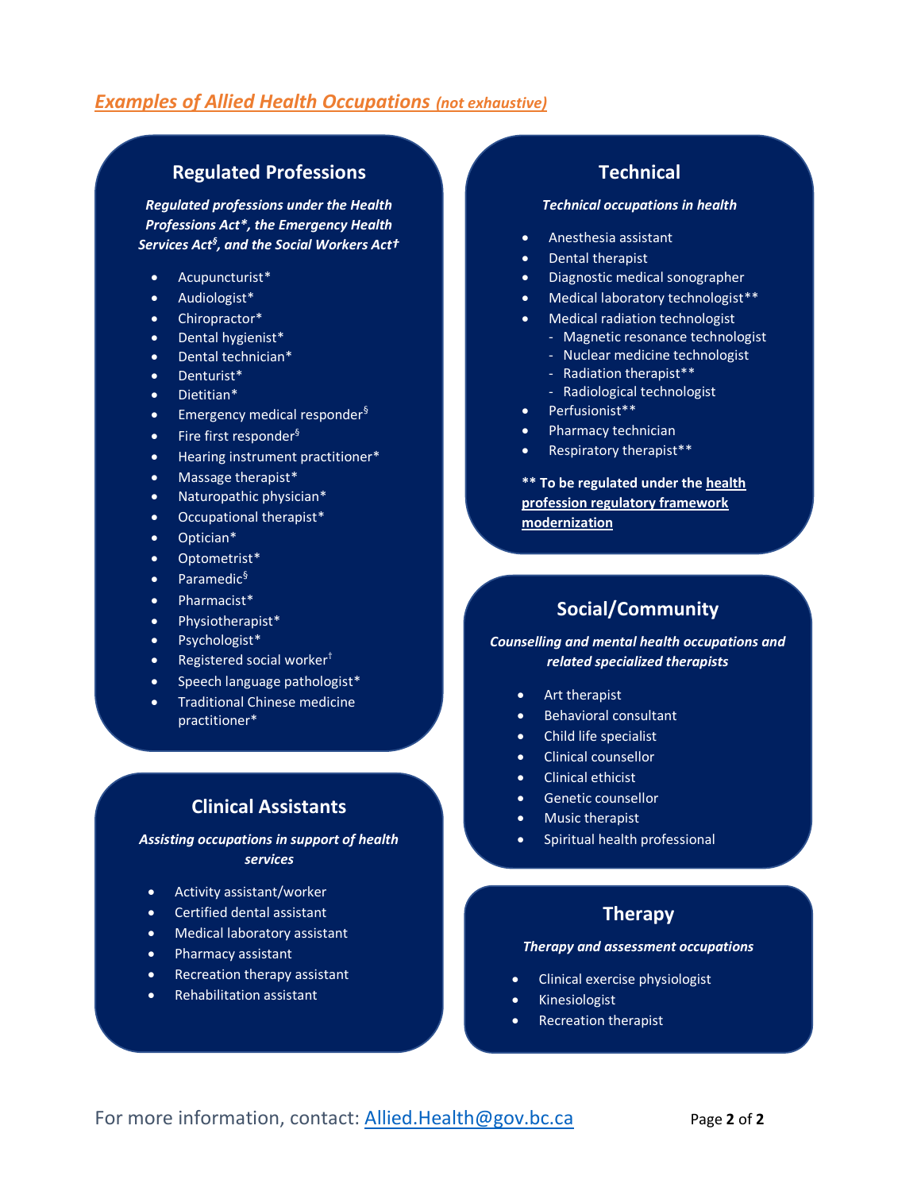## *Examples of Allied Health Occupations (not exhaustive)*

### Regulated Professions

***Regulated professions under the Health Professions Act\*, the Emergency Health Services Act§, and the Social Workers Act†***

- Acupuncturist*
- Audiologist*
- Chiropractor*
- Dental hygienist*
- Dental technician*
- Denturist*
- Dietitian*
- Emergency medical responder§
- Fire first responder§
- Hearing instrument practitioner*
- Massage therapist*
- Naturopathic physician*
- Occupational therapist*
- Optician*
- Optometrist*
- Paramedic§
- Pharmacist*
- Physiotherapist*
- Psychologist*
- Registered social worker†
- Speech language pathologist*
- Traditional Chinese medicine practitioner*

### Clinical Assistants

***Assisting occupations in support of health services***

- Activity assistant/worker
- Certified dental assistant
- Medical laboratory assistant
- Pharmacy assistant
- Recreation therapy assistant
- Rehabilitation assistant

### Technical

***Technical occupations in health***

- Anesthesia assistant
- Dental therapist
- Diagnostic medical sonographer
- Medical laboratory technologist**
- Medical radiation technologist
  - Magnetic resonance technologist
  - Nuclear medicine technologist
  - Radiation therapist**
  - Radiological technologist
- Perfusionist**
- Pharmacy technician
- Respiratory therapist**

**\*\* To be regulated under the health profession regulatory framework modernization**

### Social/Community

***Counselling and mental health occupations and related specialized therapists***

- Art therapist
- Behavioral consultant
- Child life specialist
- Clinical counsellor
- Clinical ethicist
- Genetic counsellor
- Music therapist
- Spiritual health professional

### Therapy

***Therapy and assessment occupations***

- Clinical exercise physiologist
- Kinesiologist
- Recreation therapist

For more information, contact: Allied.Health@gov.bc.ca